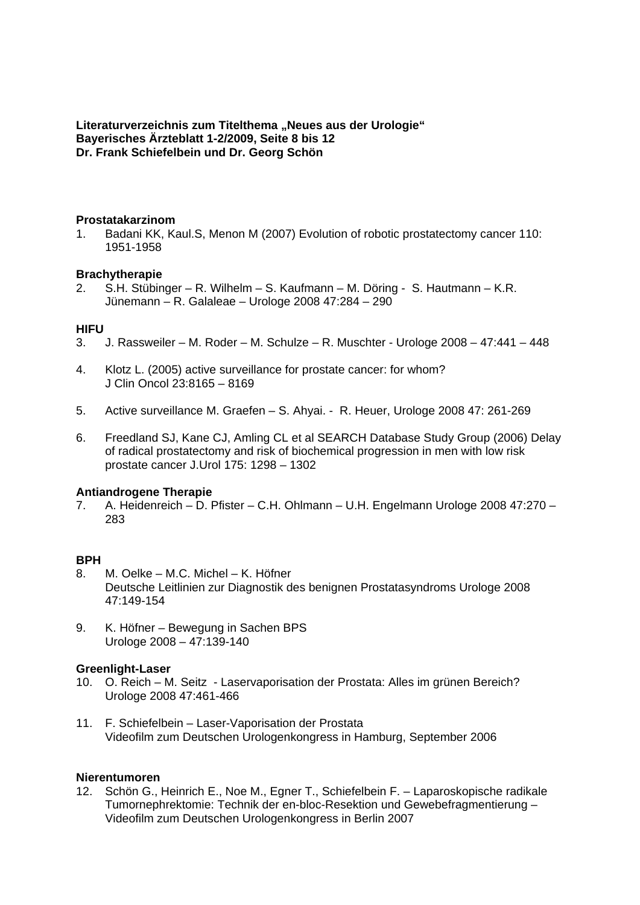**Literaturverzeichnis zum Titelthema „Neues aus der Urologie“**
**Bayerisches Ärzteblatt 1-2/2009, Seite 8 bis 12**
**Dr. Frank Schiefelbein und Dr. Georg Schön**

**Prostatakarzinom**

1. Badani KK, Kaul.S, Menon M (2007) Evolution of robotic prostatectomy cancer 110: 1951-1958

**Brachytherapie**

2. S.H. Stübinger – R. Wilhelm – S. Kaufmann – M. Döring - S. Hautmann – K.R. Jünemann – R. Galaleae – Urologe 2008 47:284 – 290

**HIFU**

3. J. Rassweiler – M. Roder – M. Schulze – R. Muschter - Urologe 2008 – 47:441 – 448

4. Klotz L. (2005) active surveillance for prostate cancer: for whom? J Clin Oncol 23:8165 – 8169

5. Active surveillance M. Graefen – S. Ahyai. - R. Heuer, Urologe 2008 47: 261-269

6. Freedland SJ, Kane CJ, Amling CL et al SEARCH Database Study Group (2006) Delay of radical prostatectomy and risk of biochemical progression in men with low risk prostate cancer J.Urol 175: 1298 – 1302

**Antiandrogene Therapie**

7. A. Heidenreich – D. Pfister – C.H. Ohlmann – U.H. Engelmann Urologe 2008 47:270 – 283

**BPH**

8. M. Oelke – M.C. Michel – K. Höfner
   Deutsche Leitlinien zur Diagnostik des benignen Prostatasyndroms Urologe 2008 47:149-154

9. K. Höfner – Bewegung in Sachen BPS
   Urologe 2008 – 47:139-140

**Greenlight-Laser**

10. O. Reich – M. Seitz - Laservaporisation der Prostata: Alles im grünen Bereich?
    Urologe 2008 47:461-466

11. F. Schiefelbein – Laser-Vaporisation der Prostata
    Videofilm zum Deutschen Urologenkongress in Hamburg, September 2006

**Nierentumoren**

12. Schön G., Heinrich E., Noe M., Egner T., Schiefelbein F. – Laparoskopische radikale Tumornephrektomie: Technik der en-bloc-Resektion und Gewebefragmentierung – Videofilm zum Deutschen Urologenkongress in Berlin 2007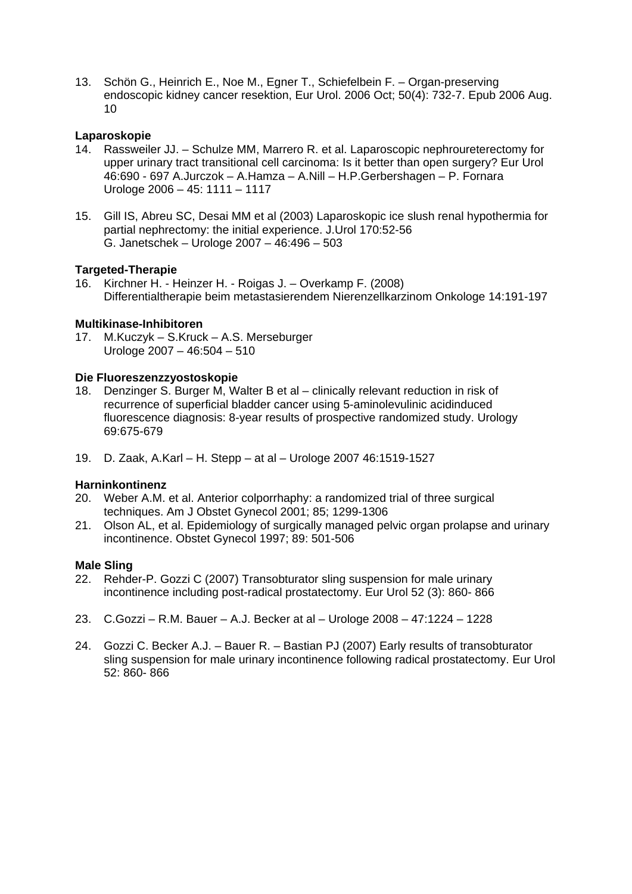13. Schön G., Heinrich E., Noe M., Egner T., Schiefelbein F. – Organ-preserving endoscopic kidney cancer resektion, Eur Urol. 2006 Oct; 50(4): 732-7. Epub 2006 Aug. 10

**Laparoskopie**

14. Rassweiler JJ. – Schulze MM, Marrero R. et al. Laparoscopic nephroureterectomy for upper urinary tract transitional cell carcinoma: Is it better than open surgery? Eur Urol 46:690 - 697 A.Jurczok – A.Hamza – A.Nill – H.P.Gerbershagen – P. Fornara Urologe 2006 – 45: 1111 – 1117

15. Gill IS, Abreu SC, Desai MM et al (2003) Laparoskopic ice slush renal hypothermia for partial nephrectomy: the initial experience. J.Urol 170:52-56
G. Janetschek – Urologe 2007 – 46:496 – 503

**Targeted-Therapie**

16. Kirchner H. - Heinzer H. - Roigas J. – Overkamp F. (2008)
Differentialtherapie beim metastasierendem Nierenzellkarzinom Onkologe 14:191-197

**Multikinase-Inhibitoren**

17. M.Kuczyk – S.Kruck – A.S. Merseburger
Urologe 2007 – 46:504 – 510

**Die Fluoreszenzzyostoskopie**

18. Denzinger S. Burger M, Walter B et al – clinically relevant reduction in risk of recurrence of superficial bladder cancer using 5-aminolevulinic acidinduced fluorescence diagnosis: 8-year results of prospective randomized study. Urology 69:675-679

19. D. Zaak, A.Karl – H. Stepp – at al – Urologe 2007 46:1519-1527

**Harninkontinenz**

20. Weber A.M. et al. Anterior colporrhaphy: a randomized trial of three surgical techniques. Am J Obstet Gynecol 2001; 85; 1299-1306
21. Olson AL, et al. Epidemiology of surgically managed pelvic organ prolapse and urinary incontinence. Obstet Gynecol 1997; 89: 501-506

**Male Sling**

22. Rehder-P. Gozzi C (2007) Transobturator sling suspension for male urinary incontinence including post-radical prostatectomy. Eur Urol 52 (3): 860- 866

23. C.Gozzi – R.M. Bauer – A.J. Becker at al – Urologe 2008 – 47:1224 – 1228

24. Gozzi C. Becker A.J. – Bauer R. – Bastian PJ (2007) Early results of transobturator sling suspension for male urinary incontinence following radical prostatectomy. Eur Urol 52: 860- 866